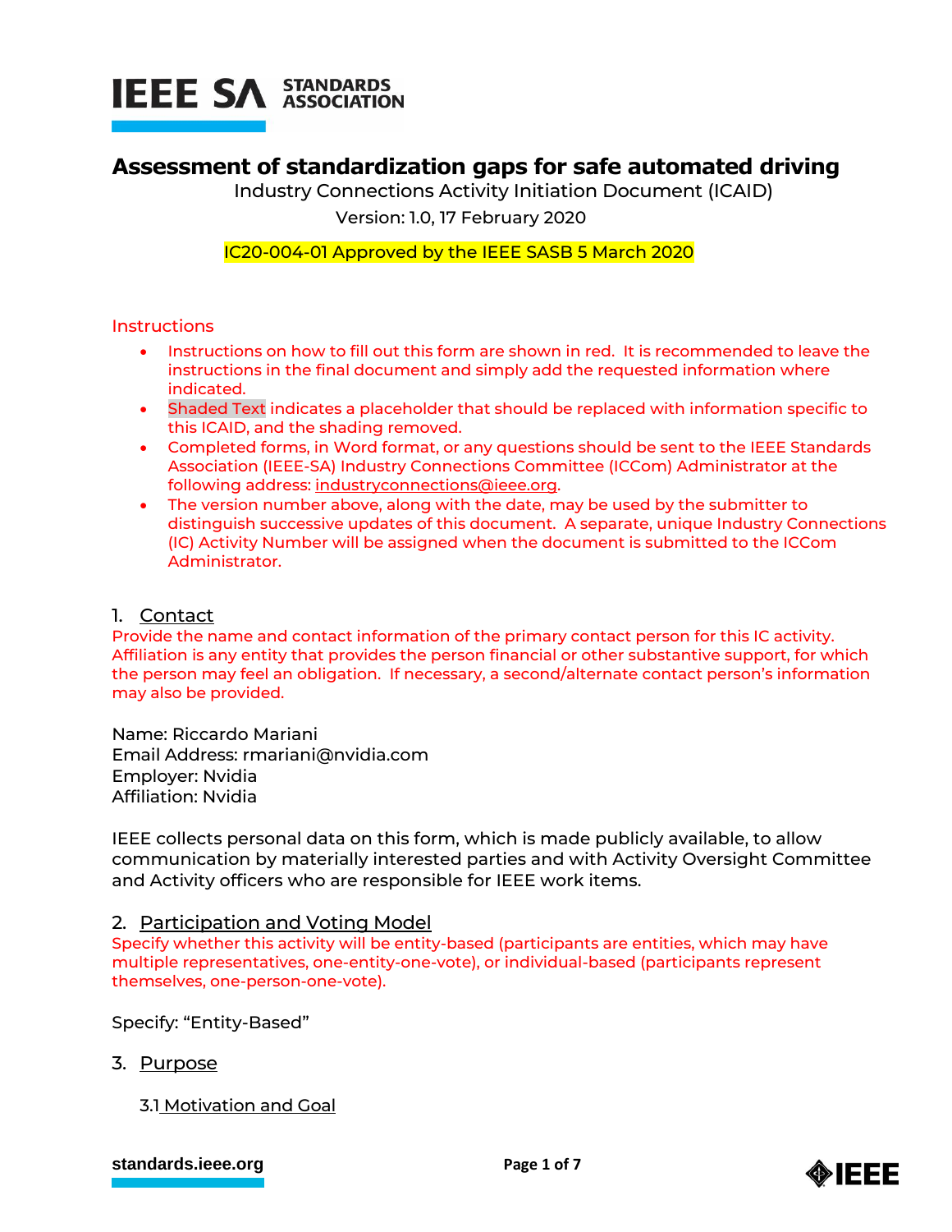IEEE SA STANDARDS ASSOCIATION

# Assessment of standardization gaps for safe automated driving

Industry Connections Activity Initiation Document (ICAID)

Version: 1.0, 17 February 2020

IC20-004-01 Approved by the IEEE SASB 5 March 2020

## Instructions

- Instructions on how to fill out this form are shown in red. It is recommended to leave the instructions in the final document and simply add the requested information where indicated.
- Shaded Text indicates a placeholder that should be replaced with information specific to this ICAID, and the shading removed.
- Completed forms, in Word format, or any questions should be sent to the IEEE Standards Association (IEEE-SA) Industry Connections Committee (ICCom) Administrator at the following address: industryconnections@ieee.org.
- The version number above, along with the date, may be used by the submitter to distinguish successive updates of this document. A separate, unique Industry Connections (IC) Activity Number will be assigned when the document is submitted to the ICCom Administrator.

## 1. Contact

Provide the name and contact information of the primary contact person for this IC activity. Affiliation is any entity that provides the person financial or other substantive support, for which the person may feel an obligation. If necessary, a second/alternate contact person's information may also be provided.

Name: Riccardo Mariani
Email Address: rmariani@nvidia.com
Employer: Nvidia
Affiliation: Nvidia

IEEE collects personal data on this form, which is made publicly available, to allow communication by materially interested parties and with Activity Oversight Committee and Activity officers who are responsible for IEEE work items.

## 2. Participation and Voting Model

Specify whether this activity will be entity-based (participants are entities, which may have multiple representatives, one-entity-one-vote), or individual-based (participants represent themselves, one-person-one-vote).

Specify: "Entity-Based"

## 3. Purpose

### 3.1 Motivation and Goal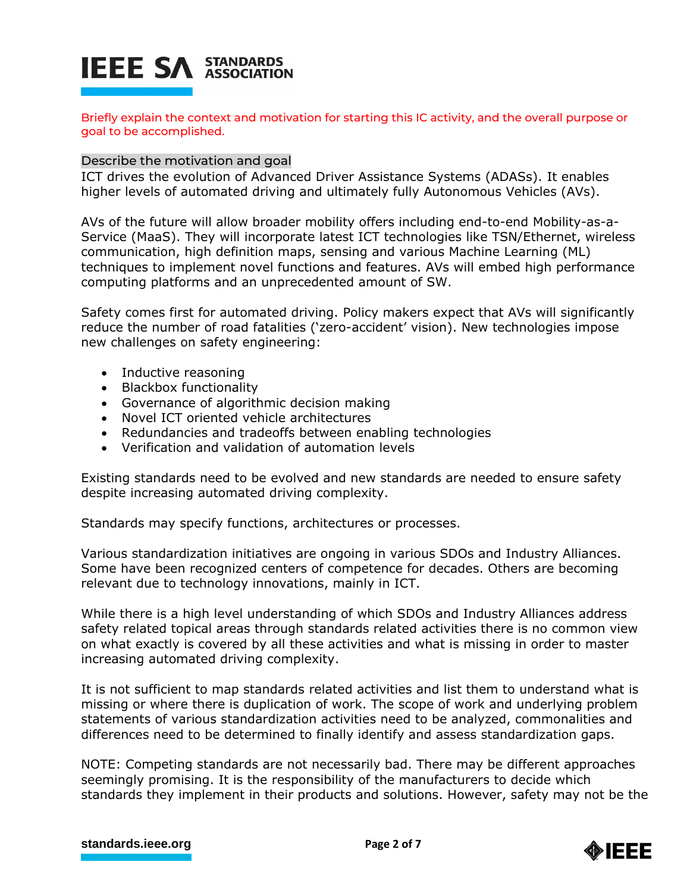Briefly explain the context and motivation for starting this IC activity, and the overall purpose or goal to be accomplished.

Describe the motivation and goal

ICT drives the evolution of Advanced Driver Assistance Systems (ADASs). It enables higher levels of automated driving and ultimately fully Autonomous Vehicles (AVs).

AVs of the future will allow broader mobility offers including end-to-end Mobility-as-a-Service (MaaS). They will incorporate latest ICT technologies like TSN/Ethernet, wireless communication, high definition maps, sensing and various Machine Learning (ML) techniques to implement novel functions and features. AVs will embed high performance computing platforms and an unprecedented amount of SW.

Safety comes first for automated driving. Policy makers expect that AVs will significantly reduce the number of road fatalities ('zero-accident' vision). New technologies impose new challenges on safety engineering:

- Inductive reasoning
- Blackbox functionality
- Governance of algorithmic decision making
- Novel ICT oriented vehicle architectures
- Redundancies and tradeoffs between enabling technologies
- Verification and validation of automation levels

Existing standards need to be evolved and new standards are needed to ensure safety despite increasing automated driving complexity.

Standards may specify functions, architectures or processes.

Various standardization initiatives are ongoing in various SDOs and Industry Alliances. Some have been recognized centers of competence for decades. Others are becoming relevant due to technology innovations, mainly in ICT.

While there is a high level understanding of which SDOs and Industry Alliances address safety related topical areas through standards related activities there is no common view on what exactly is covered by all these activities and what is missing in order to master increasing automated driving complexity.

It is not sufficient to map standards related activities and list them to understand what is missing or where there is duplication of work. The scope of work and underlying problem statements of various standardization activities need to be analyzed, commonalities and differences need to be determined to finally identify and assess standardization gaps.

NOTE: Competing standards are not necessarily bad. There may be different approaches seemingly promising. It is the responsibility of the manufacturers to decide which standards they implement in their products and solutions. However, safety may not be the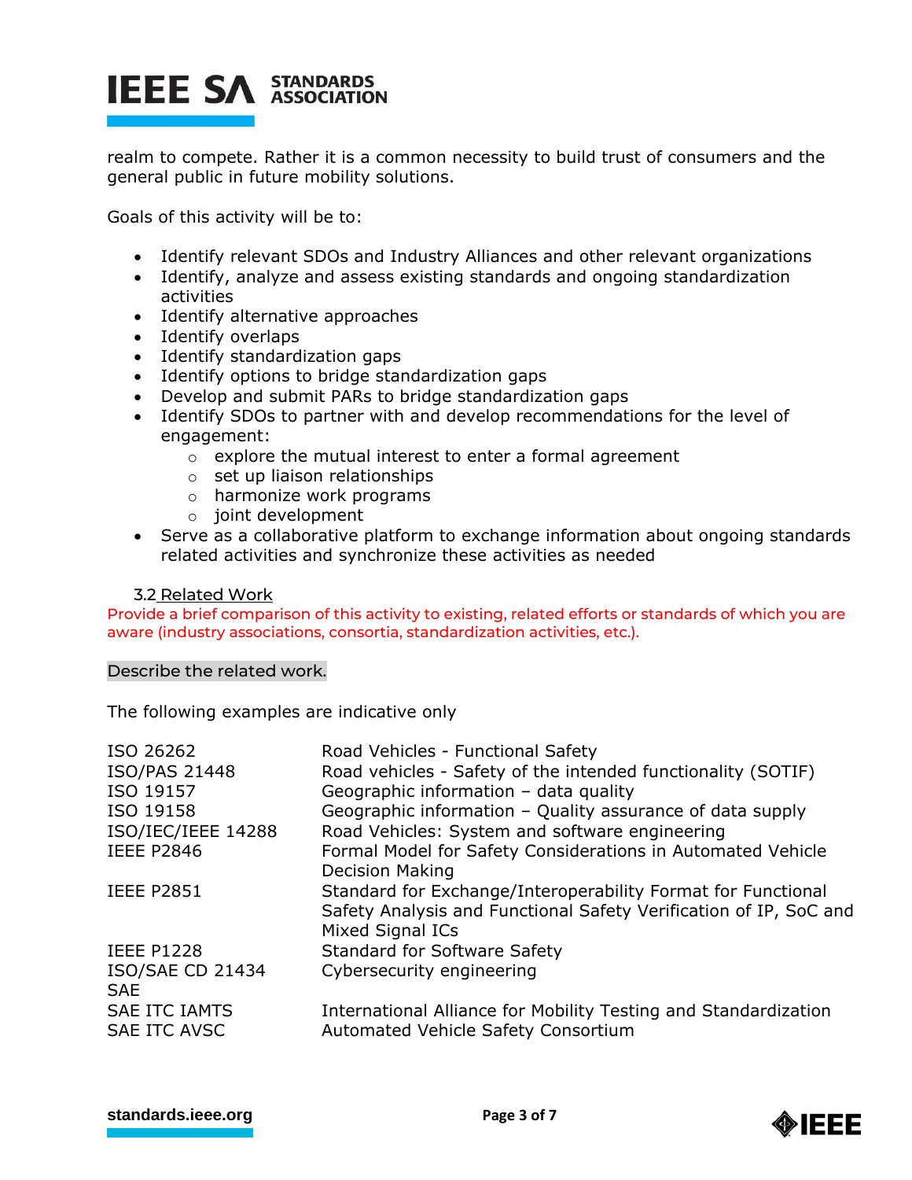realm to compete. Rather it is a common necessity to build trust of consumers and the general public in future mobility solutions.

Goals of this activity will be to:

- Identify relevant SDOs and Industry Alliances and other relevant organizations
- Identify, analyze and assess existing standards and ongoing standardization activities
- Identify alternative approaches
- Identify overlaps
- Identify standardization gaps
- Identify options to bridge standardization gaps
- Develop and submit PARs to bridge standardization gaps
- Identify SDOs to partner with and develop recommendations for the level of engagement:
  - explore the mutual interest to enter a formal agreement
  - set up liaison relationships
  - harmonize work programs
  - joint development
- Serve as a collaborative platform to exchange information about ongoing standards related activities and synchronize these activities as needed

### 3.2 Related Work

Provide a brief comparison of this activity to existing, related efforts or standards of which you are aware (industry associations, consortia, standardization activities, etc.).

Describe the related work.

The following examples are indicative only

| | |
|---|---|
| ISO 26262 | Road Vehicles - Functional Safety |
| ISO/PAS 21448 | Road vehicles - Safety of the intended functionality (SOTIF) |
| ISO 19157 | Geographic information – data quality |
| ISO 19158 | Geographic information – Quality assurance of data supply |
| ISO/IEC/IEEE 14288 | Road Vehicles: System and software engineering |
| IEEE P2846 | Formal Model for Safety Considerations in Automated Vehicle Decision Making |
| IEEE P2851 | Standard for Exchange/Interoperability Format for Functional Safety Analysis and Functional Safety Verification of IP, SoC and Mixed Signal ICs |
| IEEE P1228 | Standard for Software Safety |
| ISO/SAE CD 21434 | Cybersecurity engineering |
| SAE | |
| SAE ITC IAMTS | International Alliance for Mobility Testing and Standardization |
| SAE ITC AVSC | Automated Vehicle Safety Consortium |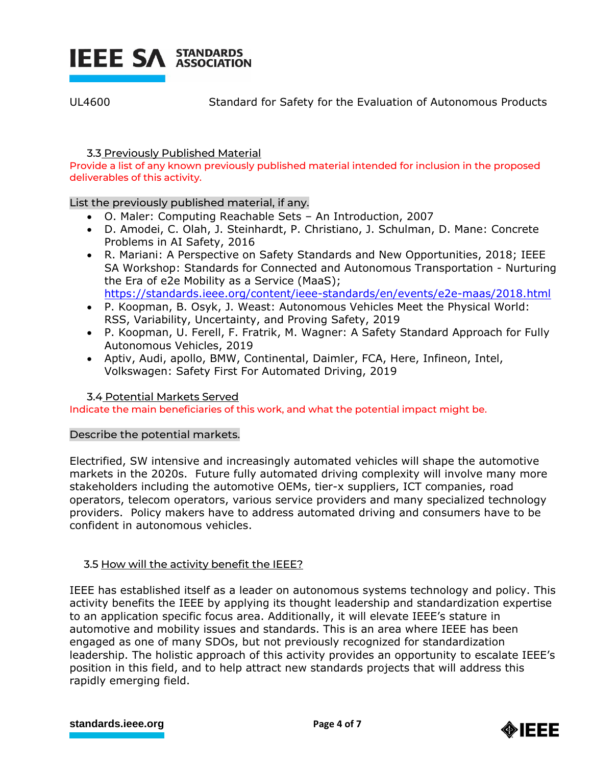UL4600 Standard for Safety for the Evaluation of Autonomous Products

### 3.3 Previously Published Material

Provide a list of any known previously published material intended for inclusion in the proposed deliverables of this activity.

List the previously published material, if any.

- O. Maler: Computing Reachable Sets – An Introduction, 2007
- D. Amodei, C. Olah, J. Steinhardt, P. Christiano, J. Schulman, D. Mane: Concrete Problems in AI Safety, 2016
- R. Mariani: A Perspective on Safety Standards and New Opportunities, 2018; IEEE SA Workshop: Standards for Connected and Autonomous Transportation - Nurturing the Era of e2e Mobility as a Service (MaaS); https://standards.ieee.org/content/ieee-standards/en/events/e2e-maas/2018.html
- P. Koopman, B. Osyk, J. Weast: Autonomous Vehicles Meet the Physical World: RSS, Variability, Uncertainty, and Proving Safety, 2019
- P. Koopman, U. Ferell, F. Fratrik, M. Wagner: A Safety Standard Approach for Fully Autonomous Vehicles, 2019
- Aptiv, Audi, apollo, BMW, Continental, Daimler, FCA, Here, Infineon, Intel, Volkswagen: Safety First For Automated Driving, 2019

### 3.4 Potential Markets Served

Indicate the main beneficiaries of this work, and what the potential impact might be.

Describe the potential markets.

Electrified, SW intensive and increasingly automated vehicles will shape the automotive markets in the 2020s. Future fully automated driving complexity will involve many more stakeholders including the automotive OEMs, tier-x suppliers, ICT companies, road operators, telecom operators, various service providers and many specialized technology providers. Policy makers have to address automated driving and consumers have to be confident in autonomous vehicles.

### 3.5 How will the activity benefit the IEEE?

IEEE has established itself as a leader on autonomous systems technology and policy. This activity benefits the IEEE by applying its thought leadership and standardization expertise to an application specific focus area. Additionally, it will elevate IEEE's stature in automotive and mobility issues and standards. This is an area where IEEE has been engaged as one of many SDOs, but not previously recognized for standardization leadership. The holistic approach of this activity provides an opportunity to escalate IEEE's position in this field, and to help attract new standards projects that will address this rapidly emerging field.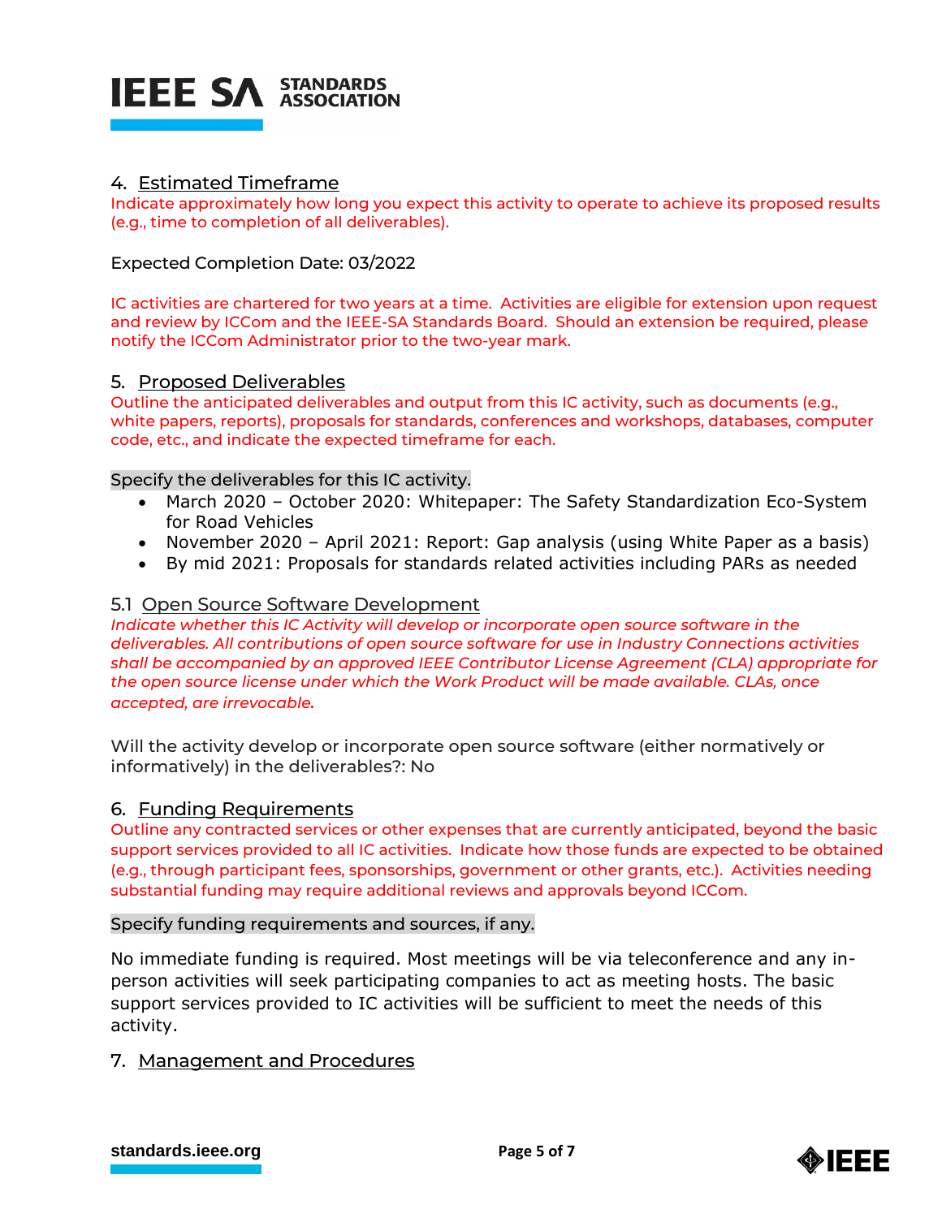## 4. Estimated Timeframe

Indicate approximately how long you expect this activity to operate to achieve its proposed results (e.g., time to completion of all deliverables).

Expected Completion Date: 03/2022

IC activities are chartered for two years at a time. Activities are eligible for extension upon request and review by ICCom and the IEEE-SA Standards Board. Should an extension be required, please notify the ICCom Administrator prior to the two-year mark.

## 5. Proposed Deliverables

Outline the anticipated deliverables and output from this IC activity, such as documents (e.g., white papers, reports), proposals for standards, conferences and workshops, databases, computer code, etc., and indicate the expected timeframe for each.

Specify the deliverables for this IC activity.

- March 2020 – October 2020: Whitepaper: The Safety Standardization Eco-System for Road Vehicles
- November 2020 – April 2021: Report: Gap analysis (using White Paper as a basis)
- By mid 2021: Proposals for standards related activities including PARs as needed

### 5.1 Open Source Software Development

*Indicate whether this IC Activity will develop or incorporate open source software in the deliverables. All contributions of open source software for use in Industry Connections activities shall be accompanied by an approved IEEE Contributor License Agreement (CLA) appropriate for the open source license under which the Work Product will be made available. CLAs, once accepted, are irrevocable.*

Will the activity develop or incorporate open source software (either normatively or informatively) in the deliverables?: No

## 6. Funding Requirements

Outline any contracted services or other expenses that are currently anticipated, beyond the basic support services provided to all IC activities. Indicate how those funds are expected to be obtained (e.g., through participant fees, sponsorships, government or other grants, etc.). Activities needing substantial funding may require additional reviews and approvals beyond ICCom.

Specify funding requirements and sources, if any.

No immediate funding is required. Most meetings will be via teleconference and any in-person activities will seek participating companies to act as meeting hosts. The basic support services provided to IC activities will be sufficient to meet the needs of this activity.

## 7. Management and Procedures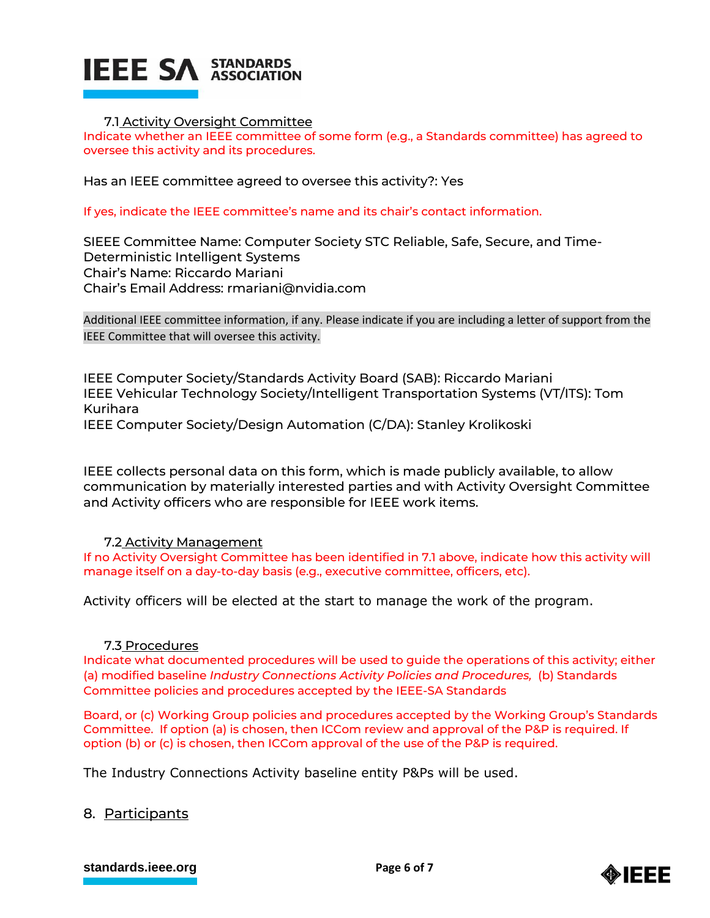### 7.1 Activity Oversight Committee

Indicate whether an IEEE committee of some form (e.g., a Standards committee) has agreed to oversee this activity and its procedures.

Has an IEEE committee agreed to oversee this activity?: Yes

If yes, indicate the IEEE committee's name and its chair's contact information.

SIEEE Committee Name: Computer Society STC Reliable, Safe, Secure, and Time-Deterministic Intelligent Systems
Chair's Name: Riccardo Mariani
Chair's Email Address: rmariani@nvidia.com

Additional IEEE committee information, if any. Please indicate if you are including a letter of support from the IEEE Committee that will oversee this activity.

IEEE Computer Society/Standards Activity Board (SAB): Riccardo Mariani
IEEE Vehicular Technology Society/Intelligent Transportation Systems (VT/ITS): Tom Kurihara
IEEE Computer Society/Design Automation (C/DA): Stanley Krolikoski

IEEE collects personal data on this form, which is made publicly available, to allow communication by materially interested parties and with Activity Oversight Committee and Activity officers who are responsible for IEEE work items.

### 7.2 Activity Management

If no Activity Oversight Committee has been identified in 7.1 above, indicate how this activity will manage itself on a day-to-day basis (e.g., executive committee, officers, etc).

Activity officers will be elected at the start to manage the work of the program.

### 7.3 Procedures

Indicate what documented procedures will be used to guide the operations of this activity; either (a) modified baseline *Industry Connections Activity Policies and Procedures,* (b) Standards Committee policies and procedures accepted by the IEEE-SA Standards

Board, or (c) Working Group policies and procedures accepted by the Working Group's Standards Committee. If option (a) is chosen, then ICCom review and approval of the P&P is required. If option (b) or (c) is chosen, then ICCom approval of the use of the P&P is required.

The Industry Connections Activity baseline entity P&Ps will be used.

## 8. Participants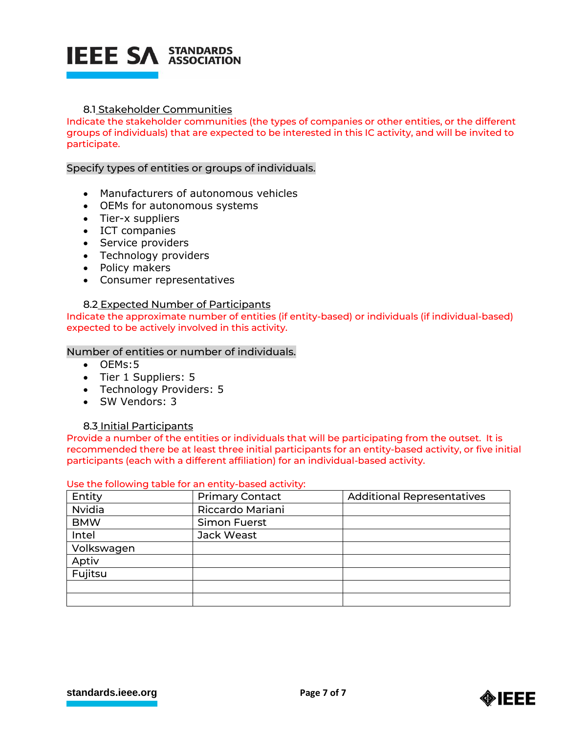### 8.1 Stakeholder Communities

Indicate the stakeholder communities (the types of companies or other entities, or the different groups of individuals) that are expected to be interested in this IC activity, and will be invited to participate.

Specify types of entities or groups of individuals.

- Manufacturers of autonomous vehicles
- OEMs for autonomous systems
- Tier-x suppliers
- ICT companies
- Service providers
- Technology providers
- Policy makers
- Consumer representatives

### 8.2 Expected Number of Participants

Indicate the approximate number of entities (if entity-based) or individuals (if individual-based) expected to be actively involved in this activity.

Number of entities or number of individuals.

- OEMs:5
- Tier 1 Suppliers: 5
- Technology Providers: 5
- SW Vendors: 3

### 8.3 Initial Participants

Provide a number of the entities or individuals that will be participating from the outset. It is recommended there be at least three initial participants for an entity-based activity, or five initial participants (each with a different affiliation) for an individual-based activity.

Use the following table for an entity-based activity:

| Entity | Primary Contact | Additional Representatives |
|---|---|---|
| Nvidia | Riccardo Mariani | |
| BMW | Simon Fuerst | |
| Intel | Jack Weast | |
| Volkswagen | | |
| Aptiv | | |
| Fujitsu | | |
| | | |
| | | |